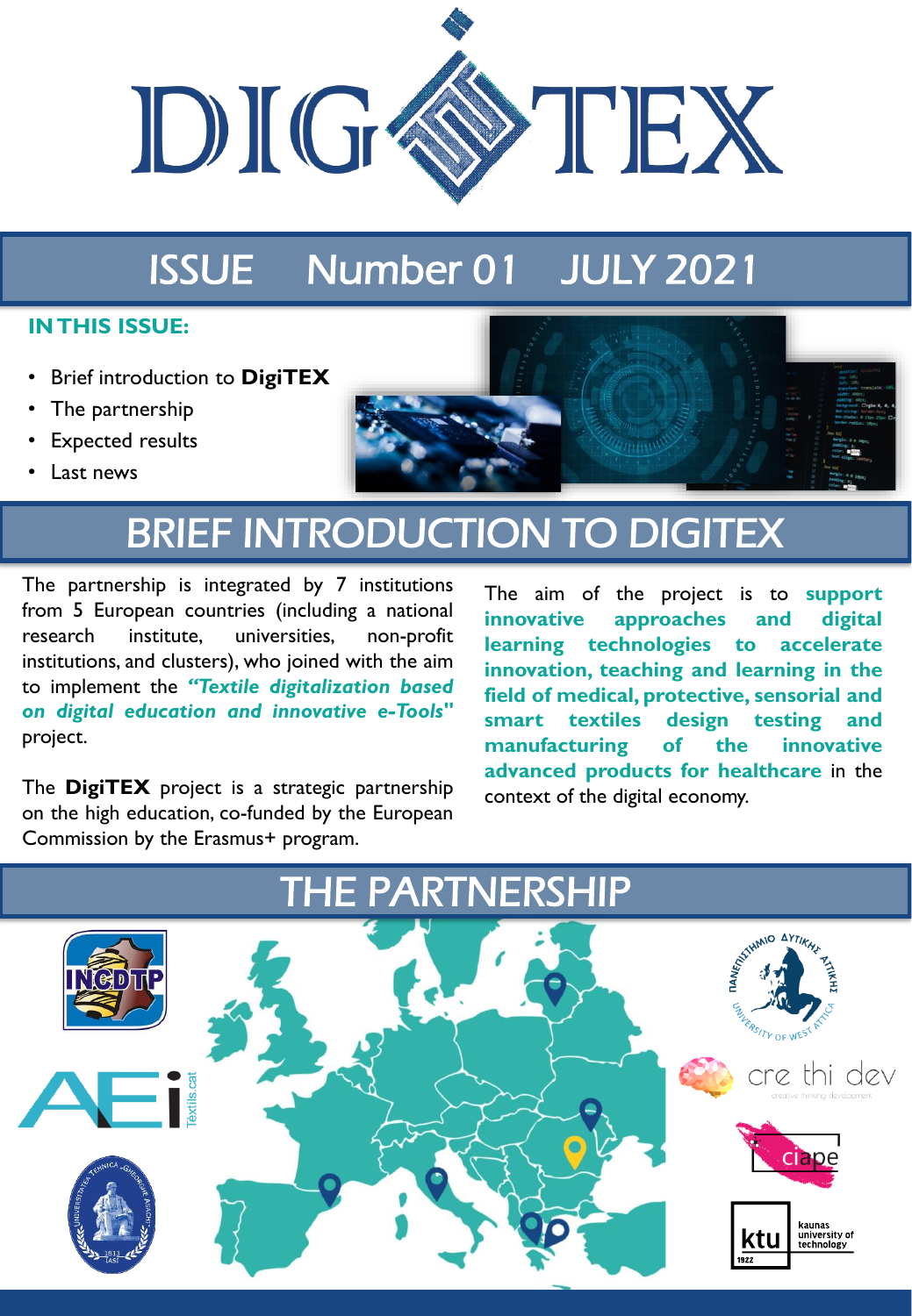# DIGITEX

## ISSUE Number 01 JULY 2021

**IN THIS ISSUE:**

- Brief introduction to **DigiTEX**
- The partnership
- Expected results
- Last news

## BRIEF INTRODUCTION TO DIGITEX

The partnership is integrated by 7 institutions from 5 European countries (including a national research institute, universities, non-profit institutions, and clusters), who joined with the aim to implement the ***"Textile digitalization based on digital education and innovative e-Tools"*** project.

The **DigiTEX** project is a strategic partnership on the high education, co-funded the European Commission by the Erasmus+ program.

The aim of the project is to **support innovative approaches and digital learning technologies to accelerate innovation, teaching and learning in the field of medical, protective, sensorial and smart textiles design testing and manufacturing of the innovative advanced products for healthcare** in the context of the digital economy.

## THE PARTNERSHIP

INCDTP

AEI Tèxtils.cat

Universitatea Tehnică „Gheorghe Asachi" din Iași

Πανεπιστήμιο Δυτικής Αττικής – University of West Attica

cre thi dev – creative thinking development

ciape

ktu – kaunas university of technology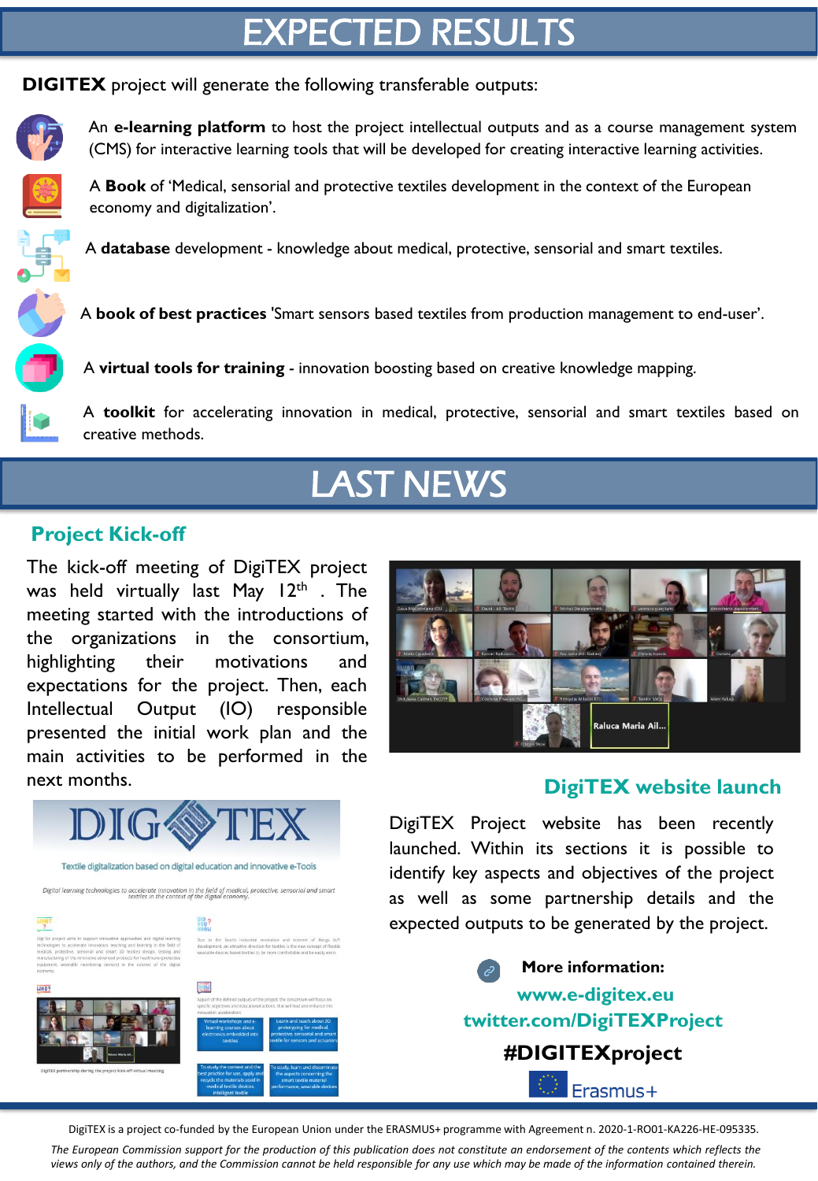# EXPECTED RESULTS

**DIGITEX** project will generate the following transferable outputs:

- An **e-learning platform** to host the project intellectual outputs and as a course management system (CMS) for interactive learning tools that will be developed for creating interactive learning activities.
- A **Book** of 'Medical, sensorial and protective textiles development in the context of the European economy and digitalization'.
- A **database** development - knowledge about medical, protective, sensorial and smart textiles.
- A **book of best practices** 'Smart sensors based textiles from production management to end-user'.
- A **virtual tools for training** - innovation boosting based on creative knowledge mapping.
- A **toolkit** for accelerating innovation in medical, protective, sensorial and smart textiles based on creative methods.

# LAST NEWS

## Project Kick-off

The kick-off meeting of DigiTEX project was held virtually last May 12th . The meeting started with the introductions of the organizations in the consortium, highlighting their motivations and expectations for the project. Then, each Intellectual Output (IO) responsible presented the initial work plan and the main activities to be performed in the next months.

## DigiTEX website launch

DigiTEX Project website has been recently launched. Within its sections it is possible to identify key aspects and objectives of the project as well as some partnership details and the expected outputs to be generated by the project.

**More information:**

**www.e-digitex.eu**

**twitter.com/DigiTEXProject**

**#DIGITEXproject**

Erasmus+

DigiTEX is a project co-funded by the European Union under the ERASMUS+ programme with Agreement n. 2020-1-RO01-KA226-HE-095335.

*The European Commission support for the production of this publication does not constitute an endorsement of the contents which reflects the views only of the authors, and the Commission cannot be held responsible for any use which may be made of the information contained therein.*